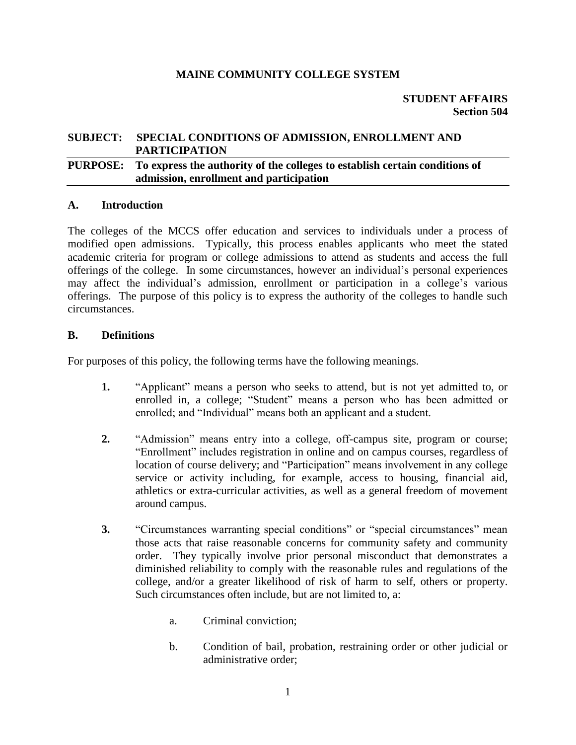# MAINE COMMUNITY COLLEGE SYSTEM

**STUDENT AFFAIRS**
**Section 504**

**SUBJECT: SPECIAL CONDITIONS OF ADMISSION, ENROLLMENT AND PARTICIPATION**

**PURPOSE: To express the authority of the colleges to establish certain conditions of admission, enrollment and participation**

## A. Introduction

The colleges of the MCCS offer education and services to individuals under a process of modified open admissions. Typically, this process enables applicants who meet the stated academic criteria for program or college admissions to attend as students and access the full offerings of the college. In some circumstances, however an individual's personal experiences may affect the individual's admission, enrollment or participation in a college's various offerings. The purpose of this policy is to express the authority of the colleges to handle such circumstances.

## B. Definitions

For purposes of this policy, the following terms have the following meanings.

1. "Applicant" means a person who seeks to attend, but is not yet admitted to, or enrolled in, a college; "Student" means a person who has been admitted or enrolled; and "Individual" means both an applicant and a student.

2. "Admission" means entry into a college, off-campus site, program or course; "Enrollment" includes registration in online and on campus courses, regardless of location of course delivery; and "Participation" means involvement in any college service or activity including, for example, access to housing, financial aid, athletics or extra-curricular activities, as well as a general freedom of movement around campus.

3. "Circumstances warranting special conditions" or "special circumstances" mean those acts that raise reasonable concerns for community safety and community order. They typically involve prior personal misconduct that demonstrates a diminished reliability to comply with the reasonable rules and regulations of the college, and/or a greater likelihood of risk of harm to self, others or property. Such circumstances often include, but are not limited to, a:

   a. Criminal conviction;

   b. Condition of bail, probation, restraining order or other judicial or administrative order;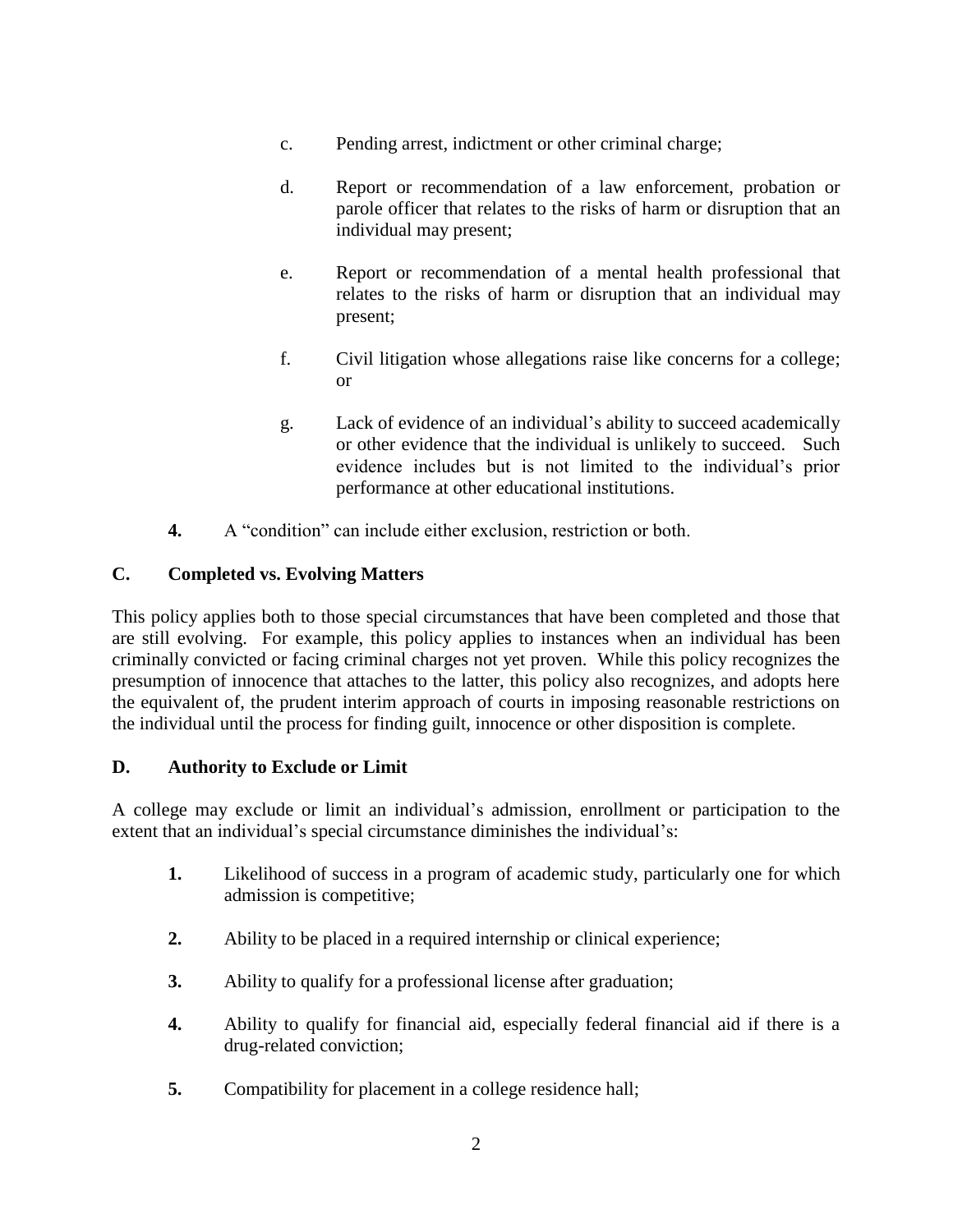c. Pending arrest, indictment or other criminal charge;

d. Report or recommendation of a law enforcement, probation or parole officer that relates to the risks of harm or disruption that an individual may present;

e. Report or recommendation of a mental health professional that relates to the risks of harm or disruption that an individual may present;

f. Civil litigation whose allegations raise like concerns for a college; or

g. Lack of evidence of an individual's ability to succeed academically or other evidence that the individual is unlikely to succeed. Such evidence includes but is not limited to the individual's prior performance at other educational institutions.

**4.** A "condition" can include either exclusion, restriction or both.

## C. Completed vs. Evolving Matters

This policy applies both to those special circumstances that have been completed and those that are still evolving. For example, this policy applies to instances when an individual has been criminally convicted or facing criminal charges not yet proven. While this policy recognizes the presumption of innocence that attaches to the latter, this policy also recognizes, and adopts here the equivalent of, the prudent interim approach of courts in imposing reasonable restrictions on the individual until the process for finding guilt, innocence or other disposition is complete.

## D. Authority to Exclude or Limit

A college may exclude or limit an individual's admission, enrollment or participation to the extent that an individual's special circumstance diminishes the individual's:

**1.** Likelihood of success in a program of academic study, particularly one for which admission is competitive;

**2.** Ability to be placed in a required internship or clinical experience;

**3.** Ability to qualify for a professional license after graduation;

**4.** Ability to qualify for financial aid, especially federal financial aid if there is a drug-related conviction;

**5.** Compatibility for placement in a college residence hall;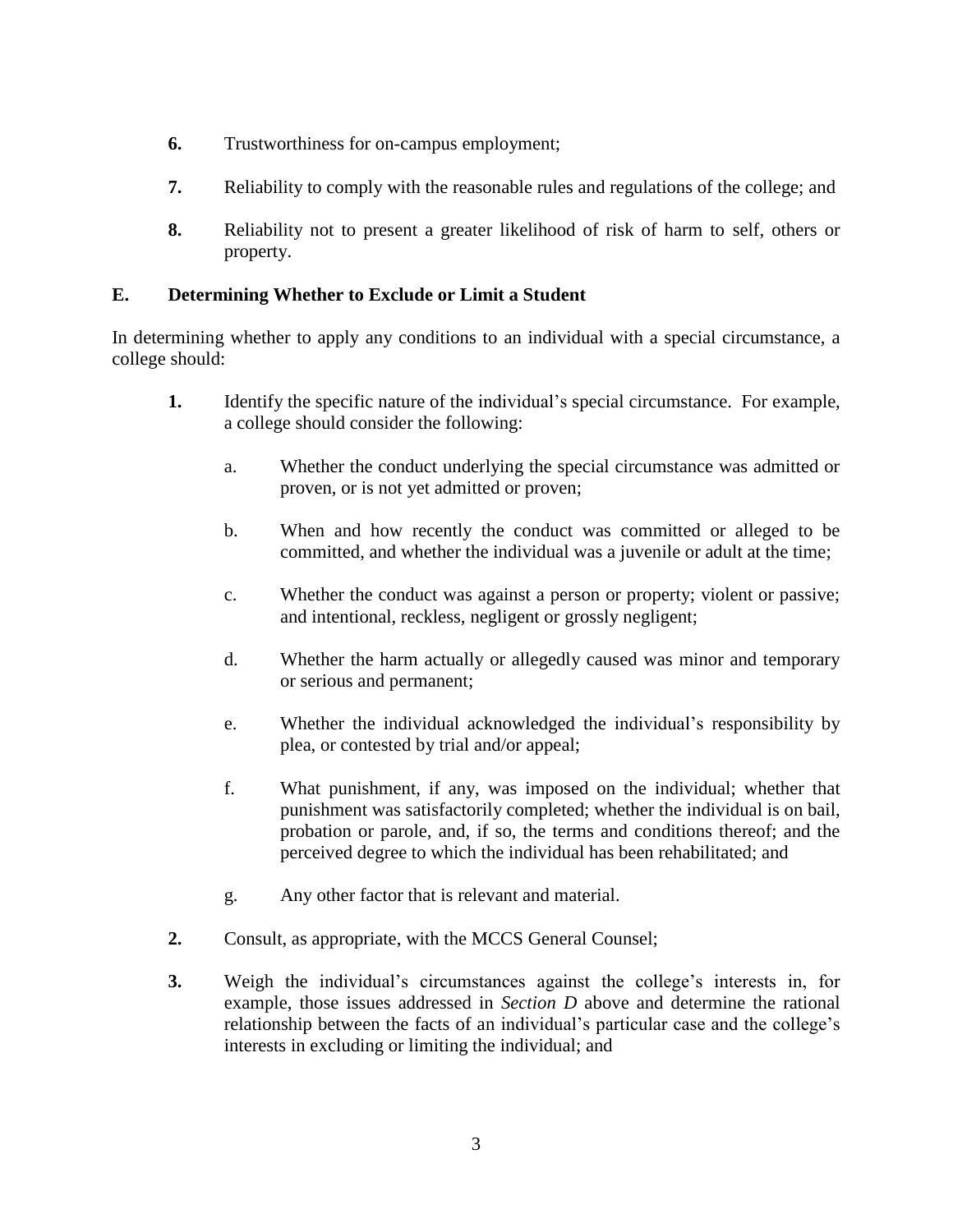**6.** Trustworthiness for on-campus employment;

**7.** Reliability to comply with the reasonable rules and regulations of the college; and

**8.** Reliability not to present a greater likelihood of risk of harm to self, others or property.

### E. Determining Whether to Exclude or Limit a Student

In determining whether to apply any conditions to an individual with a special circumstance, a college should:

**1.** Identify the specific nature of the individual's special circumstance. For example, a college should consider the following:

   a. Whether the conduct underlying the special circumstance was admitted or proven, or is not yet admitted or proven;

   b. When and how recently the conduct was committed or alleged to be committed, and whether the individual was a juvenile or adult at the time;

   c. Whether the conduct was against a person or property; violent or passive; and intentional, reckless, negligent or grossly negligent;

   d. Whether the harm actually or allegedly caused was minor and temporary or serious and permanent;

   e. Whether the individual acknowledged the individual's responsibility by plea, or contested by trial and/or appeal;

   f. What punishment, if any, was imposed on the individual; whether that punishment was satisfactorily completed; whether the individual is on bail, probation or parole, and, if so, the terms and conditions thereof; and the perceived degree to which the individual has been rehabilitated; and

   g. Any other factor that is relevant and material.

**2.** Consult, as appropriate, with the MCCS General Counsel;

**3.** Weigh the individual's circumstances against the college's interests in, for example, those issues addressed in *Section D* above and determine the rational relationship between the facts of an individual's particular case and the college's interests in excluding or limiting the individual; and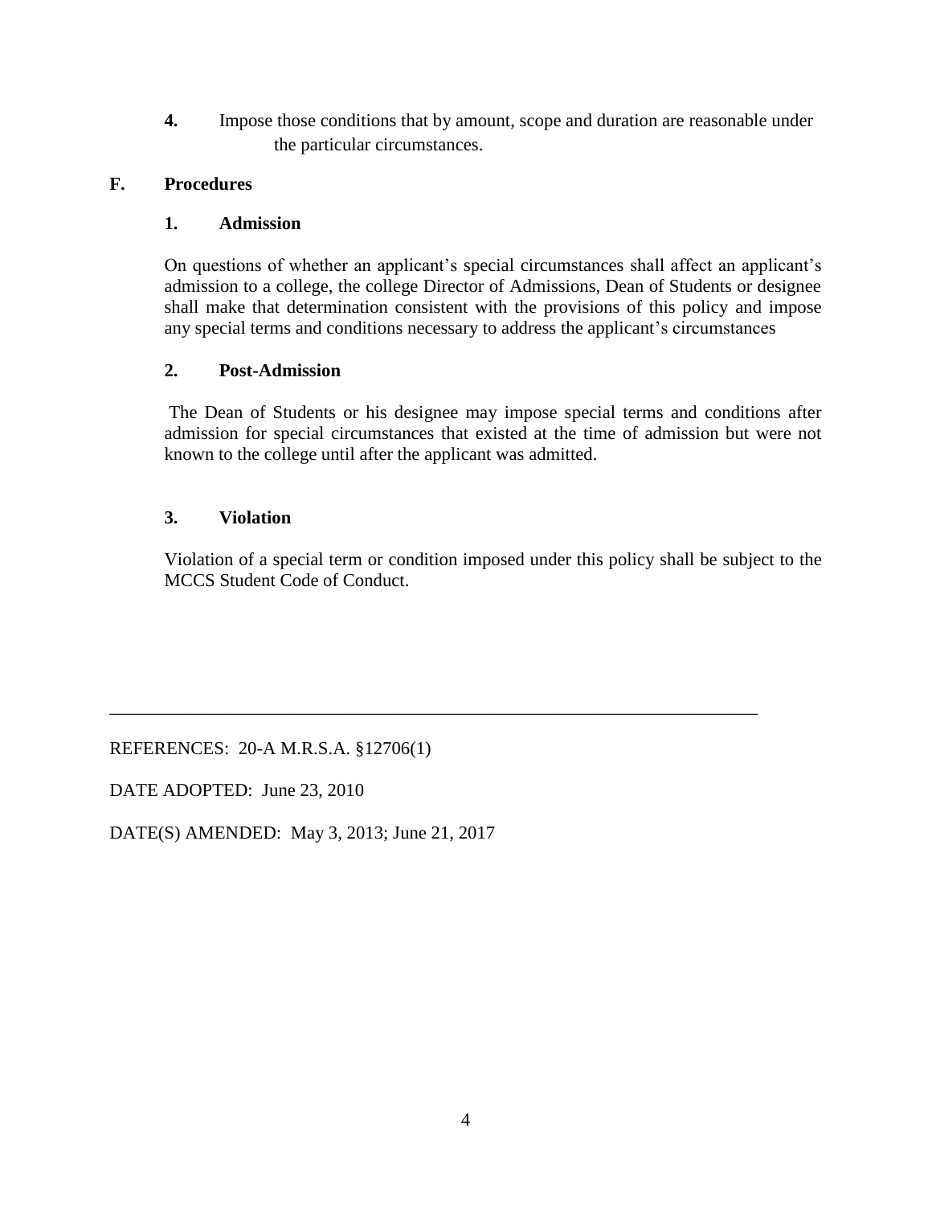**4.** Impose those conditions that by amount, scope and duration are reasonable under the particular circumstances.

## F. Procedures

### 1. Admission

On questions of whether an applicant's special circumstances shall affect an applicant's admission to a college, the college Director of Admissions, Dean of Students or designee shall make that determination consistent with the provisions of this policy and impose any special terms and conditions necessary to address the applicant's circumstances

### 2. Post-Admission

The Dean of Students or his designee may impose special terms and conditions after admission for special circumstances that existed at the time of admission but were not known to the college until after the applicant was admitted.

### 3. Violation

Violation of a special term or condition imposed under this policy shall be subject to the MCCS Student Code of Conduct.

---

REFERENCES: 20-A M.R.S.A. §12706(1)

DATE ADOPTED: June 23, 2010

DATE(S) AMENDED: May 3, 2013; June 21, 2017